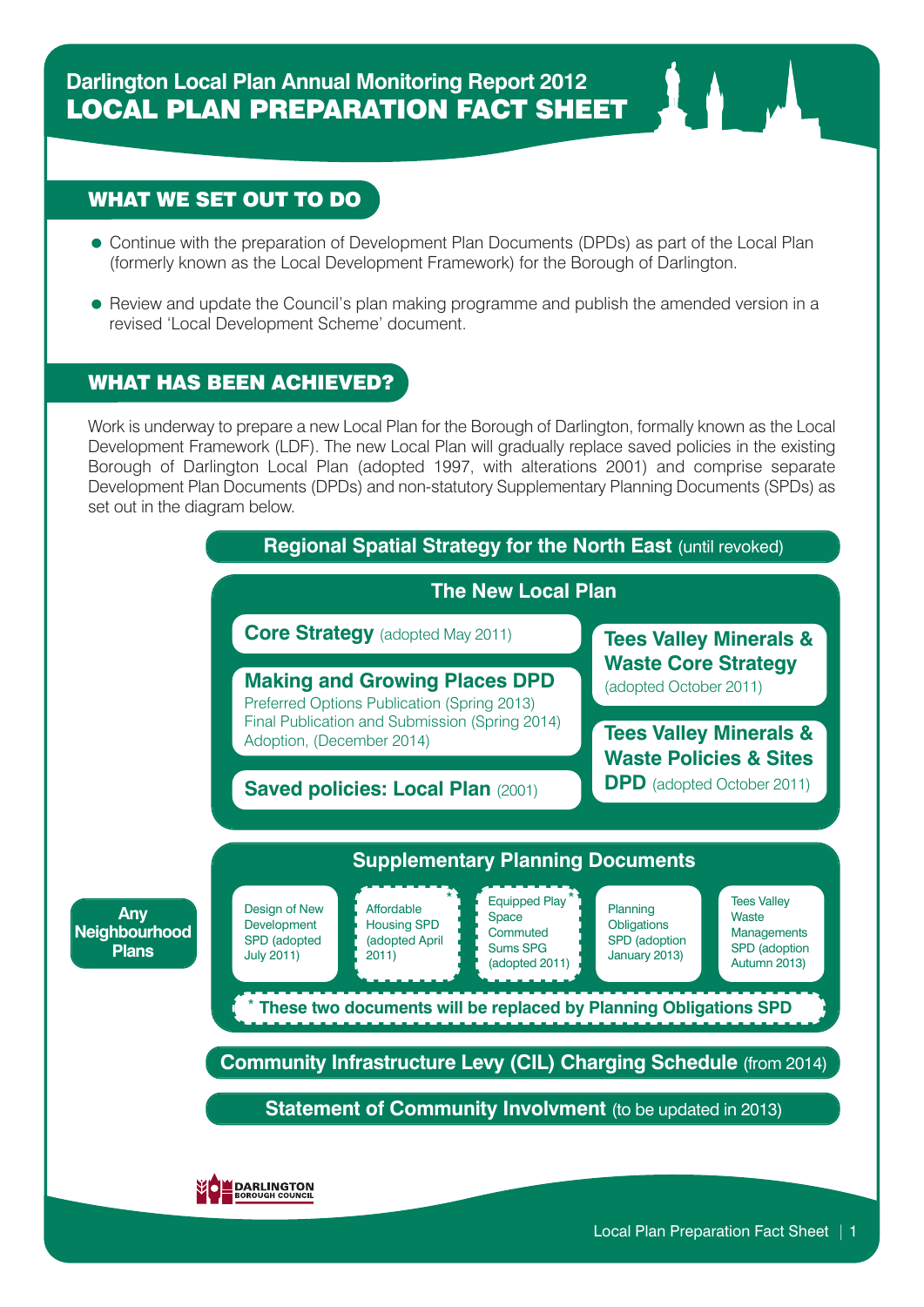# Darlington Local Plan Annual Monitoring Report 2012

# LOCAL PLAN PREPARATION FACT SHEET

## WHAT WE SET OUT TO DO

- Continue with the preparation of Development Plan Documents (DPDs) as part of the Local Plan (formerly known as the Local Development Framework) for the Borough of Darlington.
- Review and update the Council's plan making programme and publish the amended version in a revised 'Local Development Scheme' document.

## WHAT HAS BEEN ACHIEVED?

Work is underway to prepare a new Local Plan for the Borough of Darlington, formally known as the Local Development Framework (LDF). The new Local Plan will gradually replace saved policies in the existing Borough of Darlington Local Plan (adopted 1997, with alterations 2001) and comprise separate Development Plan Documents (DPDs) and non-statutory Supplementary Planning Documents (SPDs) as set out in the diagram below.

**Regional Spatial Strategy for the North East** (until revoked)

**The New Local Plan**

- **Core Strategy** (adopted May 2011)
- **Making and Growing Places DPD**
  - Preferred Options Publication (Spring 2013)
  - Final Publication and Submission (Spring 2014)
  - Adoption, (December 2014)
- **Saved policies: Local Plan** (2001)
- **Tees Valley Minerals & Waste Core Strategy** (adopted October 2011)
- **Tees Valley Minerals & Waste Policies & Sites DPD** (adopted October 2011)

**Supplementary Planning Documents**

- Design of New Development SPD (adopted July 2011)
- Affordable Housing SPD (adopted April 2011) *
- Equipped Play Space Commuted Sums SPG (adopted 2011) *
- Planning Obligations SPD (adoption January 2013)
- Tees Valley Waste Managements SPD (adoption Autumn 2013)

\* **These two documents will be replaced by Planning Obligations SPD**

**Any Neighbourhood Plans**

**Community Infrastructure Levy (CIL) Charging Schedule** (from 2014)

**Statement of Community Involvment** (to be updated in 2013)

DARLINGTON BOROUGH COUNCIL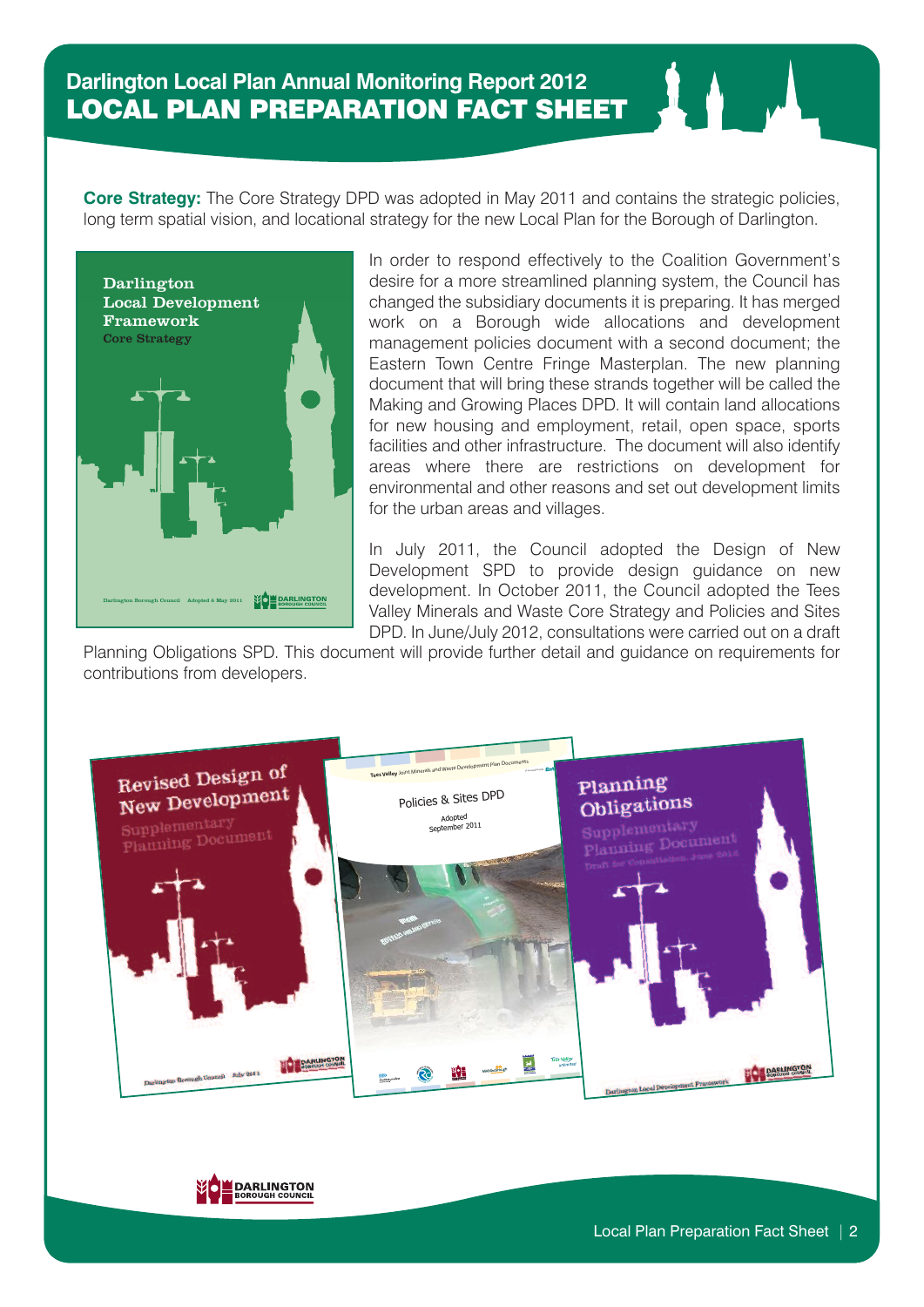# Darlington Local Plan Annual Monitoring Report 2012
## LOCAL PLAN PREPARATION FACT SHEET

**Core Strategy:** The Core Strategy DPD was adopted in May 2011 and contains the strategic policies, long term spatial vision, and locational strategy for the new Local Plan for the Borough of Darlington.

In order to respond effectively to the Coalition Government's desire for a more streamlined planning system, the Council has changed the subsidiary documents it is preparing. It has merged work on a Borough wide allocations and development management policies document with a second document; the Eastern Town Centre Fringe Masterplan. The new planning document that will bring these strands together will be called the Making and Growing Places DPD. It will contain land allocations for new housing and employment, retail, open space, sports facilities and other infrastructure. The document will also identify areas where there are restrictions on development for environmental and other reasons and set out development limits for the urban areas and villages.

In July 2011, the Council adopted the Design of New Development SPD to provide design guidance on new development. In October 2011, the Council adopted the Tees Valley Minerals and Waste Core Strategy and Policies and Sites DPD. In June/July 2012, consultations were carried out on a draft Planning Obligations SPD. This document will provide further detail and guidance on requirements for contributions from developers.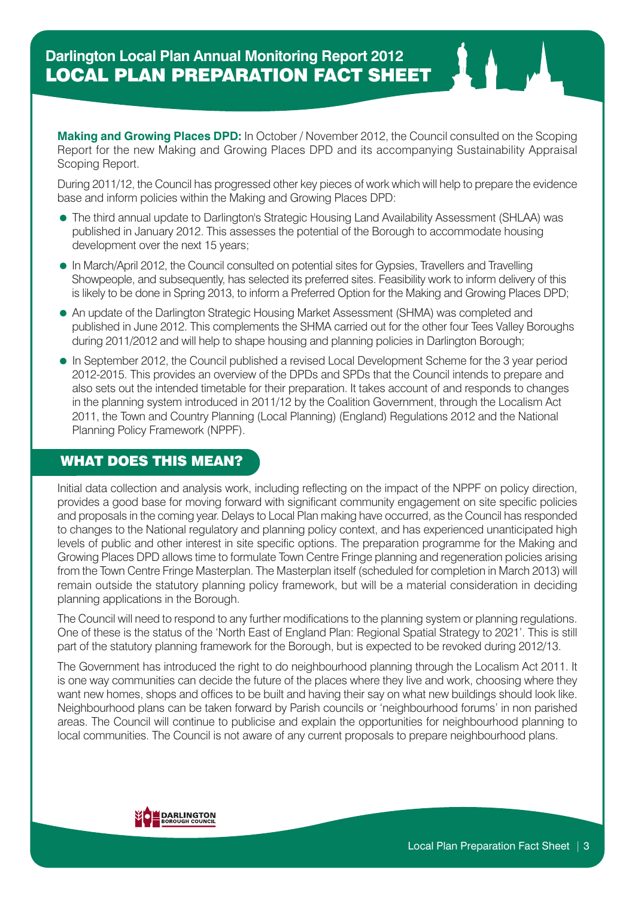# Darlington Local Plan Annual Monitoring Report 2012
## LOCAL PLAN PREPARATION FACT SHEET

**Making and Growing Places DPD:** In October / November 2012, the Council consulted on the Scoping Report for the new Making and Growing Places DPD and its accompanying Sustainability Appraisal Scoping Report.

During 2011/12, the Council has progressed other key pieces of work which will help to prepare the evidence base and inform policies within the Making and Growing Places DPD:

- The third annual update to Darlington's Strategic Housing Land Availability Assessment (SHLAA) was published in January 2012. This assesses the potential of the Borough to accommodate housing development over the next 15 years;
- In March/April 2012, the Council consulted on potential sites for Gypsies, Travellers and Travelling Showpeople, and subsequently, has selected its preferred sites. Feasibility work to inform delivery of this is likely to be done in Spring 2013, to inform a Preferred Option for the Making and Growing Places DPD;
- An update of the Darlington Strategic Housing Market Assessment (SHMA) was completed and published in June 2012. This complements the SHMA carried out for the other four Tees Valley Boroughs during 2011/2012 and will help to shape housing and planning policies in Darlington Borough;
- In September 2012, the Council published a revised Local Development Scheme for the 3 year period 2012-2015. This provides an overview of the DPDs and SPDs that the Council intends to prepare and also sets out the intended timetable for their preparation. It takes account of and responds to changes in the planning system introduced in 2011/12 by the Coalition Government, through the Localism Act 2011, the Town and Country Planning (Local Planning) (England) Regulations 2012 and the National Planning Policy Framework (NPPF).

## WHAT DOES THIS MEAN?

Initial data collection and analysis work, including reflecting on the impact of the NPPF on policy direction, provides a good base for moving forward with significant community engagement on site specific policies and proposals in the coming year. Delays to Local Plan making have occurred, as the Council has responded to changes to the National regulatory and planning policy context, and has experienced unanticipated high levels of public and other interest in site specific options. The preparation programme for the Making and Growing Places DPD allows time to formulate Town Centre Fringe planning and regeneration policies arising from the Town Centre Fringe Masterplan. The Masterplan itself (scheduled for completion in March 2013) will remain outside the statutory planning policy framework, but will be a material consideration in deciding planning applications in the Borough.

The Council will need to respond to any further modifications to the planning system or planning regulations. One of these is the status of the 'North East of England Plan: Regional Spatial Strategy to 2021'. This is still part of the statutory planning framework for the Borough, but is expected to be revoked during 2012/13.

The Government has introduced the right to do neighbourhood planning through the Localism Act 2011. It is one way communities can decide the future of the places where they live and work, choosing where they want new homes, shops and offices to be built and having their say on what new buildings should look like. Neighbourhood plans can be taken forward by Parish councils or 'neighbourhood forums' in non parished areas. The Council will continue to publicise and explain the opportunities for neighbourhood planning to local communities. The Council is not aware of any current proposals to prepare neighbourhood plans.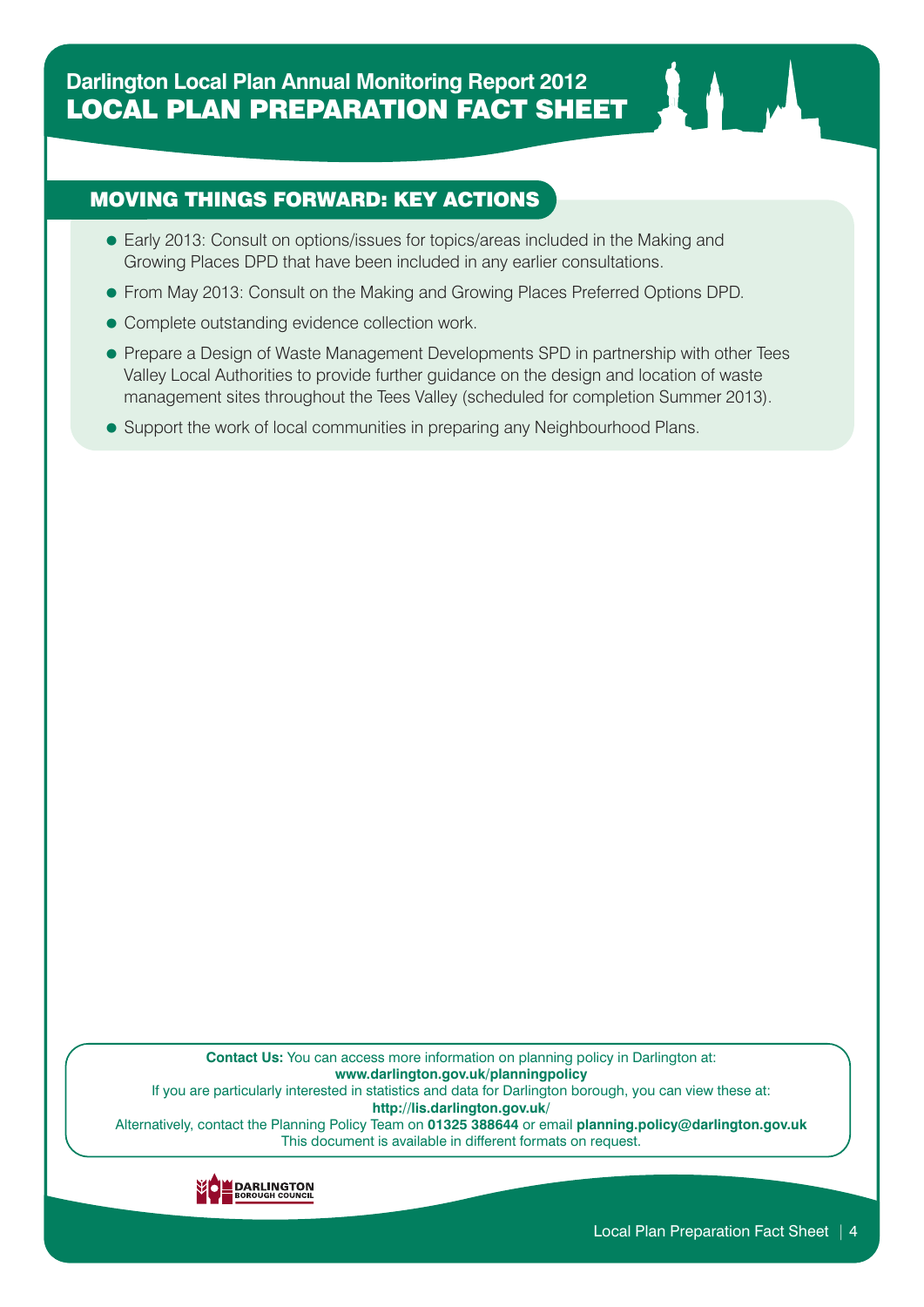# Darlington Local Plan Annual Monitoring Report 2012

# LOCAL PLAN PREPARATION FACT SHEET

## MOVING THINGS FORWARD: KEY ACTIONS

- Early 2013: Consult on options/issues for topics/areas included in the Making and Growing Places DPD that have been included in any earlier consultations.
- From May 2013: Consult on the Making and Growing Places Preferred Options DPD.
- Complete outstanding evidence collection work.
- Prepare a Design of Waste Management Developments SPD in partnership with other Tees Valley Local Authorities to provide further guidance on the design and location of waste management sites throughout the Tees Valley (scheduled for completion Summer 2013).
- Support the work of local communities in preparing any Neighbourhood Plans.

**Contact Us:** You can access more information on planning policy in Darlington at:
**www.darlington.gov.uk/planningpolicy**
If you are particularly interested in statistics and data for Darlington borough, you can view these at:
**http://lis.darlington.gov.uk/**
Alternatively, contact the Planning Policy Team on **01325 388644** or email **planning.policy@darlington.gov.uk**
This document is available in different formats on request.

DARLINGTON BOROUGH COUNCIL